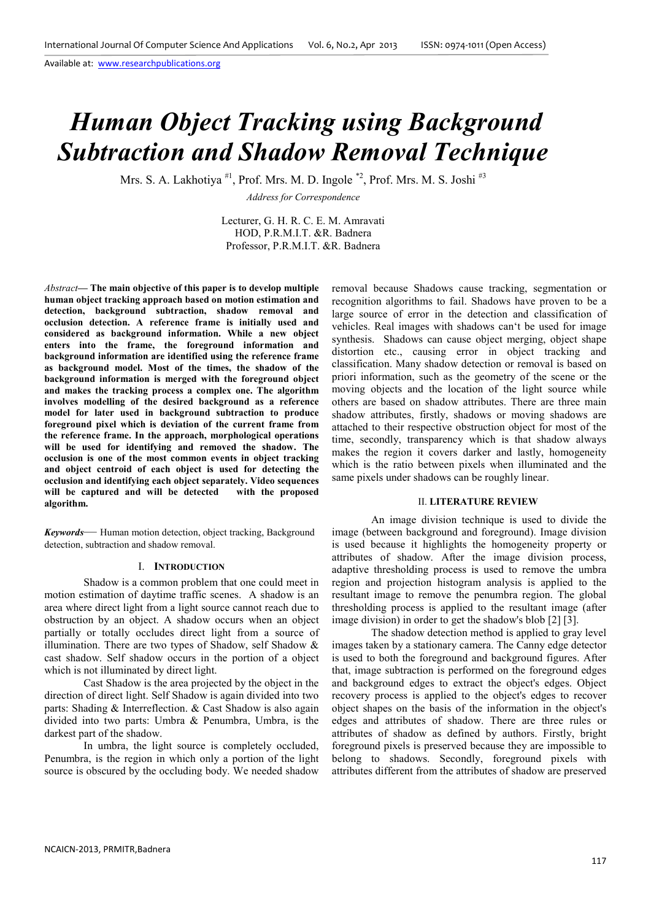# *Human Object Tracking using Background Subtraction and Shadow Removal Technique*

Mrs. S. A. Lakhotiya [#1], Prof. Mrs. M. D. Ingole [*2], Prof. Mrs. M. S. Joshi [#3]

*Address for Correspondence*

Lecturer, G. H. R. C. E. M. Amravati
HOD, P.R.M.I.T. &R. Badnera
Professor, P.R.M.I.T. &R. Badnera

*Abstract*— **The main objective of this paper is to develop multiple human object tracking approach based on motion estimation and detection, background subtraction, shadow removal and occlusion detection. A reference frame is initially used and considered as background information. While a new object enters into the frame, the foreground information and background information are identified using the reference frame as background model. Most of the times, the shadow of the background information is merged with the foreground object and makes the tracking process a complex one. The algorithm involves modelling of the desired background as a reference model for later used in background subtraction to produce foreground pixel which is deviation of the current frame from the reference frame. In the approach, morphological operations will be used for identifying and removed the shadow. The occlusion is one of the most common events in object tracking and object centroid of each object is used for detecting the occlusion and identifying each object separately. Video sequences will be captured and will be detected with the proposed algorithm.**

***Keywords***— Human motion detection, object tracking, Background detection, subtraction and shadow removal.

## I. INTRODUCTION

Shadow is a common problem that one could meet in motion estimation of daytime traffic scenes. A shadow is an area where direct light from a light source cannot reach due to obstruction by an object. A shadow occurs when an object partially or totally occludes direct light from a source of illumination. There are two types of Shadow, self Shadow & cast shadow. Self shadow occurs in the portion of a object which is not illuminated by direct light.

Cast Shadow is the area projected by the object in the direction of direct light. Self Shadow is again divided into two parts: Shading & Interreflection. & Cast Shadow is also again divided into two parts: Umbra & Penumbra, Umbra, is the darkest part of the shadow.

In umbra, the light source is completely occluded, Penumbra, is the region in which only a portion of the light source is obscured by the occluding body. We needed shadow removal because Shadows cause tracking, segmentation or recognition algorithms to fail. Shadows have proven to be a large source of error in the detection and classification of vehicles. Real images with shadows can't be used for image synthesis. Shadows can cause object merging, object shape distortion etc., causing error in object tracking and classification. Many shadow detection or removal is based on priori information, such as the geometry of the scene or the moving objects and the location of the light source while others are based on shadow attributes. There are three main shadow attributes, firstly, shadows or moving shadows are attached to their respective obstruction object for most of the time, secondly, transparency which is that shadow always makes the region it covers darker and lastly, homogeneity which is the ratio between pixels when illuminated and the same pixels under shadows can be roughly linear.

## II. LITERATURE REVIEW

An image division technique is used to divide the image (between background and foreground). Image division is used because it highlights the homogeneity property or attributes of shadow. After the image division process, adaptive thresholding process is used to remove the umbra region and projection histogram analysis is applied to the resultant image to remove the penumbra region. The global thresholding process is applied to the resultant image (after image division) in order to get the shadow's blob [2] [3].

The shadow detection method is applied to gray level images taken by a stationary camera. The Canny edge detector is used to both the foreground and background figures. After that, image subtraction is performed on the foreground edges and background edges to extract the object's edges. Object recovery process is applied to the object's edges to recover object shapes on the basis of the information in the object's edges and attributes of shadow. There are three rules or attributes of shadow as defined by authors. Firstly, bright foreground pixels is preserved because they are impossible to belong to shadows. Secondly, foreground pixels with attributes different from the attributes of shadow are preserved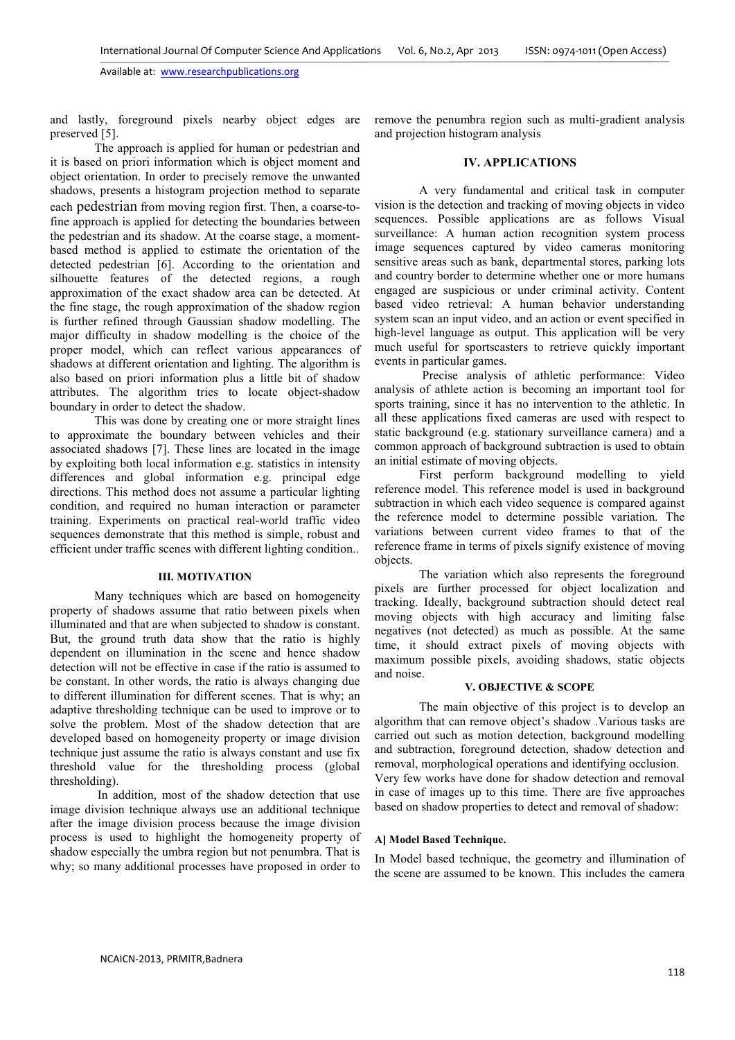and lastly, foreground pixels nearby object edges are preserved [5].

The approach is applied for human or pedestrian and it is based on priori information which is object moment and object orientation. In order to precisely remove the unwanted shadows, presents a histogram projection method to separate each pedestrian from moving region first. Then, a coarse-to-fine approach is applied for detecting the boundaries between the pedestrian and its shadow. At the coarse stage, a moment-based method is applied to estimate the orientation of the detected pedestrian [6]. According to the orientation and silhouette features of the detected regions, a rough approximation of the exact shadow area can be detected. At the fine stage, the rough approximation of the shadow region is further refined through Gaussian shadow modelling. The major difficulty in shadow modelling is the choice of the proper model, which can reflect various appearances of shadows at different orientation and lighting. The algorithm is also based on priori information plus a little bit of shadow attributes. The algorithm tries to locate object-shadow boundary in order to detect the shadow.

This was done by creating one or more straight lines to approximate the boundary between vehicles and their associated shadows [7]. These lines are located in the image by exploiting both local information e.g. statistics in intensity differences and global information e.g. principal edge directions. This method does not assume a particular lighting condition, and required no human interaction or parameter training. Experiments on practical real-world traffic video sequences demonstrate that this method is simple, robust and efficient under traffic scenes with different lighting condition..

### III. MOTIVATION

Many techniques which are based on homogeneity property of shadows assume that ratio between pixels when illuminated and that are when subjected to shadow is constant. But, the ground truth data show that the ratio is highly dependent on illumination in the scene and hence shadow detection will not be effective in case if the ratio is assumed to be constant. In other words, the ratio is always changing due to different illumination for different scenes. That is why; an adaptive thresholding technique can be used to improve or to solve the problem. Most of the shadow detection that are developed based on homogeneity property or image division technique just assume the ratio is always constant and use fix threshold value for the thresholding process (global thresholding).

In addition, most of the shadow detection that use image division technique always use an additional technique after the image division process because the image division process is used to highlight the homogeneity property of shadow especially the umbra region but not penumbra. That is why; so many additional processes have proposed in order to remove the penumbra region such as multi-gradient analysis and projection histogram analysis

### IV. APPLICATIONS

A very fundamental and critical task in computer vision is the detection and tracking of moving objects in video sequences. Possible applications are as follows Visual surveillance: A human action recognition system process image sequences captured by video cameras monitoring sensitive areas such as bank, departmental stores, parking lots and country border to determine whether one or more humans engaged are suspicious or under criminal activity. Content based video retrieval: A human behavior understanding system scan an input video, and an action or event specified in high-level language as output. This application will be very much useful for sportscasters to retrieve quickly important events in particular games.

Precise analysis of athletic performance: Video analysis of athlete action is becoming an important tool for sports training, since it has no intervention to the athletic. In all these applications fixed cameras are used with respect to static background (e.g. stationary surveillance camera) and a common approach of background subtraction is used to obtain an initial estimate of moving objects.

First perform background modelling to yield reference model. This reference model is used in background subtraction in which each video sequence is compared against the reference model to determine possible variation. The variations between current video frames to that of the reference frame in terms of pixels signify existence of moving objects.

The variation which also represents the foreground pixels are further processed for object localization and tracking. Ideally, background subtraction should detect real moving objects with high accuracy and limiting false negatives (not detected) as much as possible. At the same time, it should extract pixels of moving objects with maximum possible pixels, avoiding shadows, static objects and noise.

### V. OBJECTIVE & SCOPE

The main objective of this project is to develop an algorithm that can remove object's shadow .Various tasks are carried out such as motion detection, background modelling and subtraction, foreground detection, shadow detection and removal, morphological operations and identifying occlusion. Very few works have done for shadow detection and removal in case of images up to this time. There are five approaches based on shadow properties to detect and removal of shadow:

#### A] Model Based Technique.

In Model based technique, the geometry and illumination of the scene are assumed to be known. This includes the camera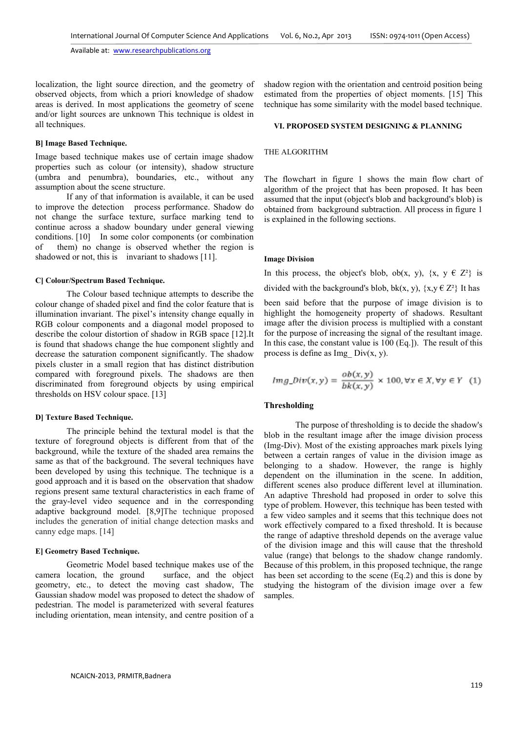localization, the light source direction, and the geometry of observed objects, from which a priori knowledge of shadow areas is derived. In most applications the geometry of scene and/or light sources are unknown This technique is oldest in all techniques.

### B] Image Based Technique.

Image based technique makes use of certain image shadow properties such as colour (or intensity), shadow structure (umbra and penumbra), boundaries, etc., without any assumption about the scene structure.

If any of that information is available, it can be used to improve the detection process performance. Shadow do not change the surface texture, surface marking tend to continue across a shadow boundary under general viewing conditions. [10] In some color components (or combination of them) no change is observed whether the region is shadowed or not, this is invariant to shadows [11].

### C] Colour/Spectrum Based Technique.

The Colour based technique attempts to describe the colour change of shaded pixel and find the color feature that is illumination invariant. The pixel's intensity change equally in RGB colour components and a diagonal model proposed to describe the colour distortion of shadow in RGB space [12].It is found that shadows change the hue component slightly and decrease the saturation component significantly. The shadow pixels cluster in a small region that has distinct distribution compared with foreground pixels. The shadows are then discriminated from foreground objects by using empirical thresholds on HSV colour space. [13]

### D] Texture Based Technique.

The principle behind the textural model is that the texture of foreground objects is different from that of the background, while the texture of the shaded area remains the same as that of the background. The several techniques have been developed by using this technique. The technique is a good approach and it is based on the observation that shadow regions present same textural characteristics in each frame of the gray-level video sequence and in the corresponding adaptive background model. [8,9]The technique proposed includes the generation of initial change detection masks and canny edge maps. [14]

### E] Geometry Based Technique.

Geometric Model based technique makes use of the camera location, the ground surface, and the object geometry, etc., to detect the moving cast shadow, The Gaussian shadow model was proposed to detect the shadow of pedestrian. The model is parameterized with several features including orientation, mean intensity, and centre position of a shadow region with the orientation and centroid position being estimated from the properties of object moments. [15] This technique has some similarity with the model based technique.

## VI. PROPOSED SYSTEM DESIGNING & PLANNING

THE ALGORITHM

The flowchart in figure 1 shows the main flow chart of algorithm of the project that has been proposed. It has been assumed that the input (object's blob and background's blob) is obtained from background subtraction. All process in figure 1 is explained in the following sections.

### Image Division

In this process, the object's blob, ob(x, y), {x, y € Z²} is divided with the background's blob, bk(x, y), {x,y € Z²} It has been said before that the purpose of image division is to highlight the homogeneity property of shadows. Resultant image after the division process is multiplied with a constant for the purpose of increasing the signal of the resultant image. In this case, the constant value is 100 (Eq.]). The result of this process is define as Img_ Div(x, y).

$$Img\_Div(x,y) = \frac{ob(x,y)}{bk(x,y)} \times 100, \forall x \in X, \forall y \in Y \quad (1)$$

### Thresholding

The purpose of thresholding is to decide the shadow's blob in the resultant image after the image division process (Img-Div). Most of the existing approaches mark pixels lying between a certain ranges of value in the division image as belonging to a shadow. However, the range is highly dependent on the illumination in the scene. In addition, different scenes also produce different level at illumination. An adaptive Threshold had proposed in order to solve this type of problem. However, this technique has been tested with a few video samples and it seems that this technique does not work effectively compared to a fixed threshold. It is because the range of adaptive threshold depends on the average value of the division image and this will cause that the threshold value (range) that belongs to the shadow change randomly. Because of this problem, in this proposed technique, the range has been set according to the scene (Eq.2) and this is done by studying the histogram of the division image over a few samples.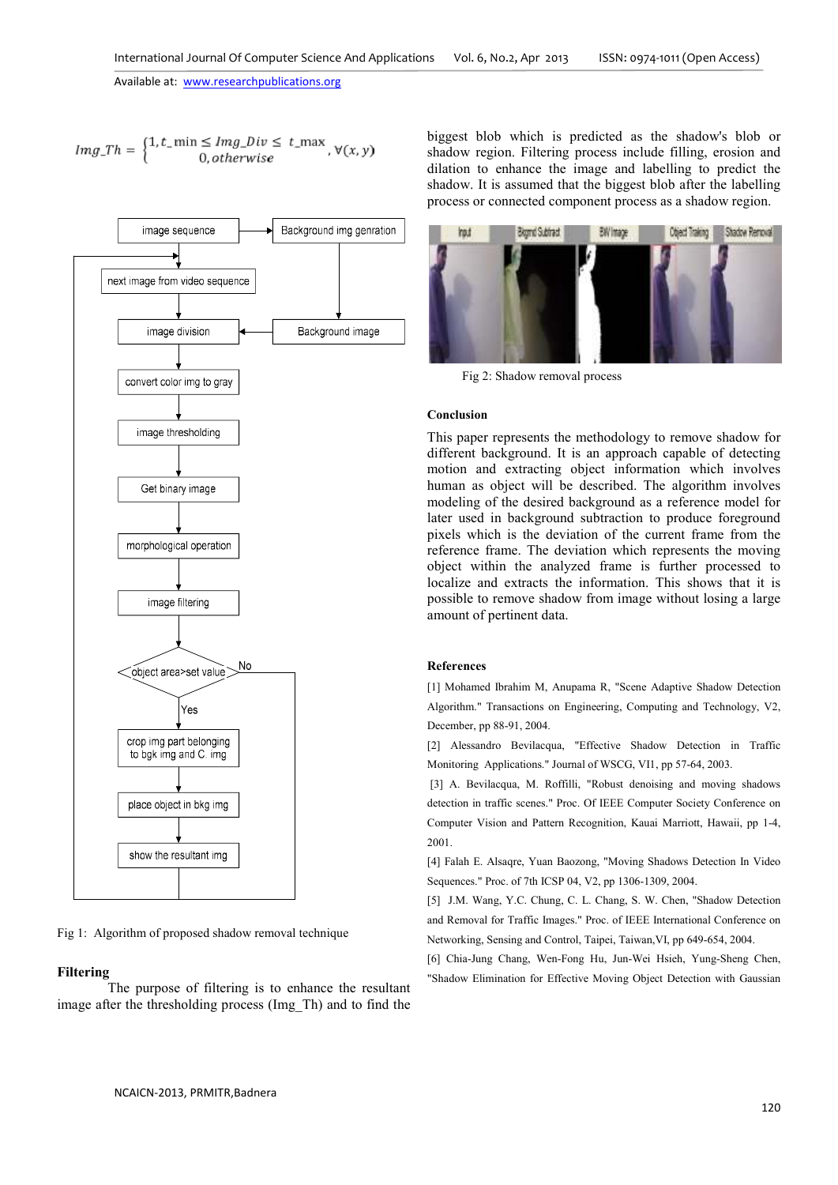$$Img\_Th = \begin{cases} 1, t\_min \leq Img\_Div \leq t\_max \\ 0, otherwise \end{cases}, \forall(x,y)$$

Fig 1: Algorithm of proposed shadow removal technique

**Filtering**

The purpose of filtering is to enhance the resultant image after the thresholding process (Img_Th) and to find the biggest blob which is predicted as the shadow's blob or shadow region. Filtering process include filling, erosion and dilation to enhance the image and labelling to predict the shadow. It is assumed that the biggest blob after the labelling process or connected component process as a shadow region.

Fig 2: Shadow removal process

**Conclusion**

This paper represents the methodology to remove shadow for different background. It is an approach capable of detecting motion and extracting object information which involves human as object will be described. The algorithm involves modeling of the desired background as a reference model for later used in background subtraction to produce foreground pixels which is the deviation of the current frame from the reference frame. The deviation which represents the moving object within the analyzed frame is further processed to localize and extracts the information. This shows that it is possible to remove shadow from image without losing a large amount of pertinent data.

**References**

[1] Mohamed Ibrahim M, Anupama R, "Scene Adaptive Shadow Detection Algorithm." Transactions on Engineering, Computing and Technology, V2, December, pp 88-91, 2004.

[2] Alessandro Bevilacqua, "Effective Shadow Detection in Traffic Monitoring Applications." Journal of WSCG, VI1, pp 57-64, 2003.

[3] A. Bevilacqua, M. Roffilli, "Robust denoising and moving shadows detection in traffic scenes." Proc. Of IEEE Computer Society Conference on Computer Vision and Pattern Recognition, Kauai Marriott, Hawaii, pp 1-4, 2001.

[4] Falah E. Alsaqre, Yuan Baozong, "Moving Shadows Detection In Video Sequences." Proc. of 7th ICSP 04, V2, pp 1306-1309, 2004.

[5] J.M. Wang, Y.C. Chung, C. L. Chang, S. W. Chen, "Shadow Detection and Removal for Traffic Images." Proc. of IEEE International Conference on Networking, Sensing and Control, Taipei, Taiwan,VI, pp 649-654, 2004.

[6] Chia-Jung Chang, Wen-Fong Hu, Jun-Wei Hsieh, Yung-Sheng Chen, "Shadow Elimination for Effective Moving Object Detection with Gaussian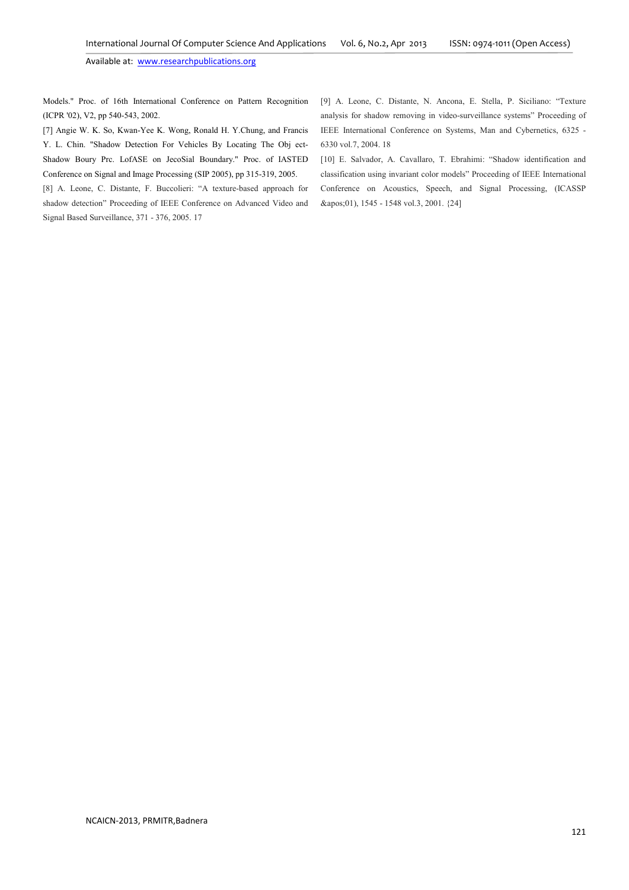Models." Proc. of 16th International Conference on Pattern Recognition (ICPR '02), V2, pp 540-543, 2002.

[7] Angie W. K. So, Kwan-Yee K. Wong, Ronald H. Y.Chung, and Francis Y. L. Chin. "Shadow Detection For Vehicles By Locating The Obj ect-Shadow Boury Prc. LofASE on JecoSial Boundary." Proc. of IASTED Conference on Signal and Image Processing (SIP 2005), pp 315-319, 2005.

[8] A. Leone, C. Distante, F. Buccolieri: "A texture-based approach for shadow detection" Proceeding of IEEE Conference on Advanced Video and Signal Based Surveillance, 371 - 376, 2005. 17

[9] A. Leone, C. Distante, N. Ancona, E. Stella, P. Siciliano: "Texture analysis for shadow removing in video-surveillance systems" Proceeding of IEEE International Conference on Systems, Man and Cybernetics, 6325 - 6330 vol.7, 2004. 18

[10] E. Salvador, A. Cavallaro, T. Ebrahimi: "Shadow identification and classification using invariant color models" Proceeding of IEEE International Conference on Acoustics, Speech, and Signal Processing, (ICASSP &apos;01), 1545 - 1548 vol.3, 2001. {24}